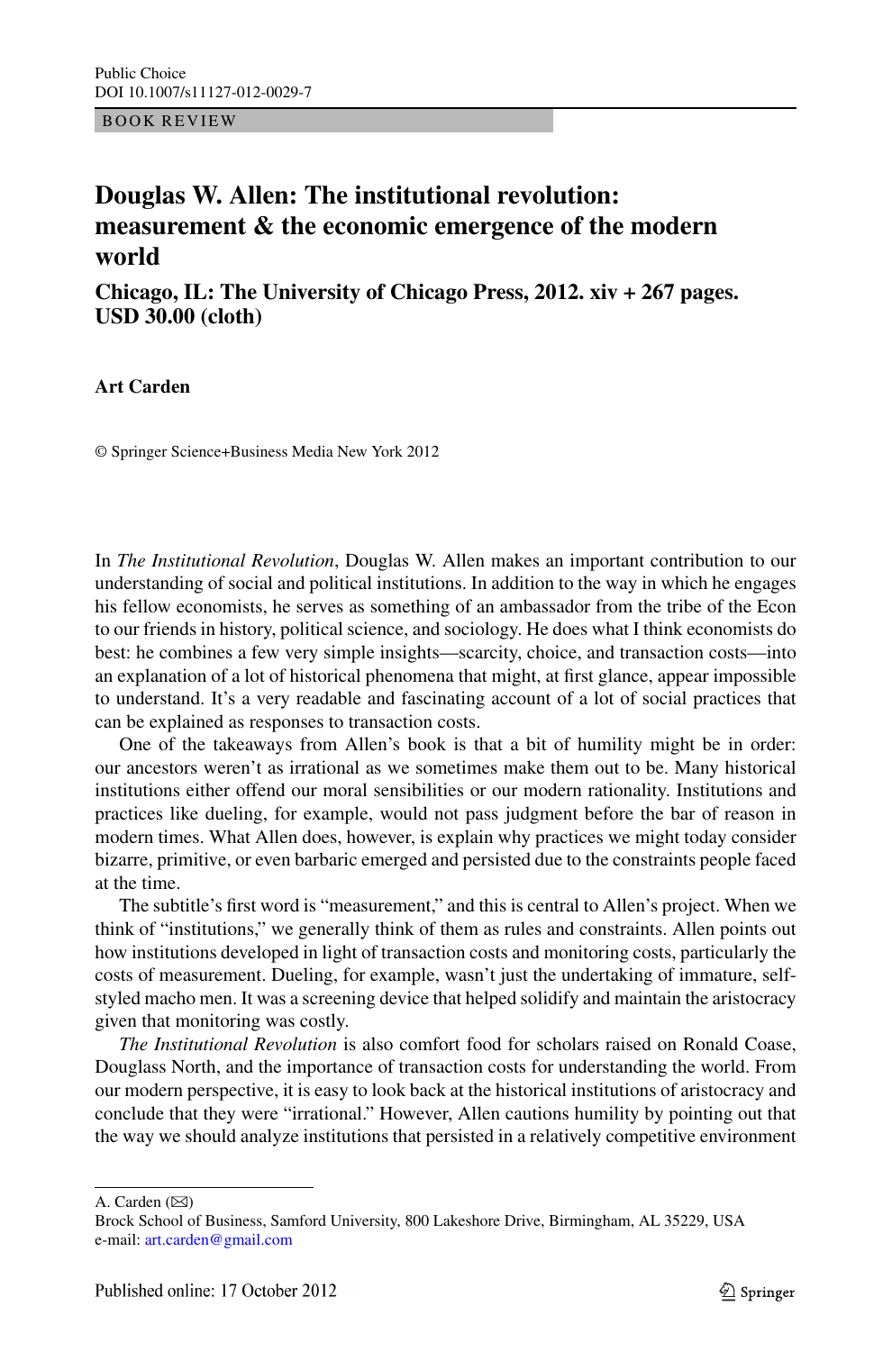BOOK REVIEW

# Douglas W. Allen: The institutional revolution: measurement & the economic emergence of the modern world

**Chicago, IL: The University of Chicago Press, 2012. xiv + 267 pages. USD 30.00 (cloth)**

**Art Carden**

© Springer Science+Business Media New York 2012

In *The Institutional Revolution*, Douglas W. Allen makes an important contribution to our understanding of social and political institutions. In addition to the way in which he engages his fellow economists, he serves as something of an ambassador from the tribe of the Econ to our friends in history, political science, and sociology. He does what I think economists do best: he combines a few very simple insights—scarcity, choice, and transaction costs—into an explanation of a lot of historical phenomena that might, at first glance, appear impossible to understand. It's a very readable and fascinating account of a lot of social practices that can be explained as responses to transaction costs.

One of the takeaways from Allen's book is that a bit of humility might be in order: our ancestors weren't as irrational as we sometimes make them out to be. Many historical institutions either offend our moral sensibilities or our modern rationality. Institutions and practices like dueling, for example, would not pass judgment before the bar of reason in modern times. What Allen does, however, is explain why practices we might today consider bizarre, primitive, or even barbaric emerged and persisted due to the constraints people faced at the time.

The subtitle's first word is "measurement," and this is central to Allen's project. When we think of "institutions," we generally think of them as rules and constraints. Allen points out how institutions developed in light of transaction costs and monitoring costs, particularly the costs of measurement. Dueling, for example, wasn't just the undertaking of immature, self-styled macho men. It was a screening device that helped solidify and maintain the aristocracy given that monitoring was costly.

*The Institutional Revolution* is also comfort food for scholars raised on Ronald Coase, Douglass North, and the importance of transaction costs for understanding the world. From our modern perspective, it is easy to look back at the historical institutions of aristocracy and conclude that they were "irrational." However, Allen cautions humility by pointing out that the way we should analyze institutions that persisted in a relatively competitive environment

A. Carden (✉)
Brock School of Business, Samford University, 800 Lakeshore Drive, Birmingham, AL 35229, USA
e-mail: art.carden@gmail.com

Published online: 17 October 2012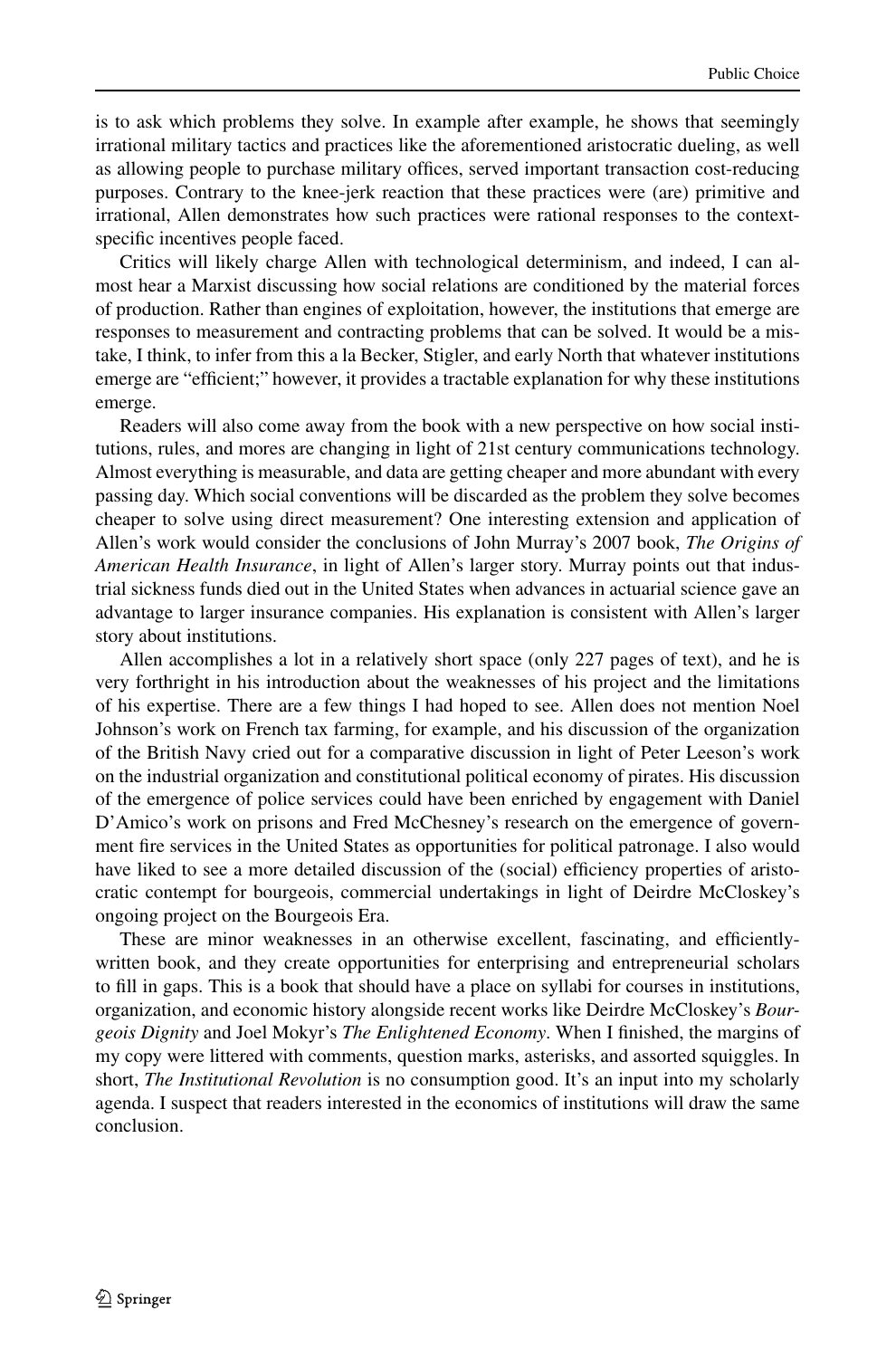is to ask which problems they solve. In example after example, he shows that seemingly irrational military tactics and practices like the aforementioned aristocratic dueling, as well as allowing people to purchase military offices, served important transaction cost-reducing purposes. Contrary to the knee-jerk reaction that these practices were (are) primitive and irrational, Allen demonstrates how such practices were rational responses to the context-specific incentives people faced.

Critics will likely charge Allen with technological determinism, and indeed, I can almost hear a Marxist discussing how social relations are conditioned by the material forces of production. Rather than engines of exploitation, however, the institutions that emerge are responses to measurement and contracting problems that can be solved. It would be a mistake, I think, to infer from this a la Becker, Stigler, and early North that whatever institutions emerge are "efficient;" however, it provides a tractable explanation for why these institutions emerge.

Readers will also come away from the book with a new perspective on how social institutions, rules, and mores are changing in light of 21st century communications technology. Almost everything is measurable, and data are getting cheaper and more abundant with every passing day. Which social conventions will be discarded as the problem they solve becomes cheaper to solve using direct measurement? One interesting extension and application of Allen's work would consider the conclusions of John Murray's 2007 book, *The Origins of American Health Insurance*, in light of Allen's larger story. Murray points out that industrial sickness funds died out in the United States when advances in actuarial science gave an advantage to larger insurance companies. His explanation is consistent with Allen's larger story about institutions.

Allen accomplishes a lot in a relatively short space (only 227 pages of text), and he is very forthright in his introduction about the weaknesses of his project and the limitations of his expertise. There are a few things I had hoped to see. Allen does not mention Noel Johnson's work on French tax farming, for example, and his discussion of the organization of the British Navy cried out for a comparative discussion in light of Peter Leeson's work on the industrial organization and constitutional political economy of pirates. His discussion of the emergence of police services could have been enriched by engagement with Daniel D'Amico's work on prisons and Fred McChesney's research on the emergence of government fire services in the United States as opportunities for political patronage. I also would have liked to see a more detailed discussion of the (social) efficiency properties of aristocratic contempt for bourgeois, commercial undertakings in light of Deirdre McCloskey's ongoing project on the Bourgeois Era.

These are minor weaknesses in an otherwise excellent, fascinating, and efficiently-written book, and they create opportunities for enterprising and entrepreneurial scholars to fill in gaps. This is a book that should have a place on syllabi for courses in institutions, organization, and economic history alongside recent works like Deirdre McCloskey's *Bourgeois Dignity* and Joel Mokyr's *The Enlightened Economy*. When I finished, the margins of my copy were littered with comments, question marks, asterisks, and assorted squiggles. In short, *The Institutional Revolution* is no consumption good. It's an input into my scholarly agenda. I suspect that readers interested in the economics of institutions will draw the same conclusion.